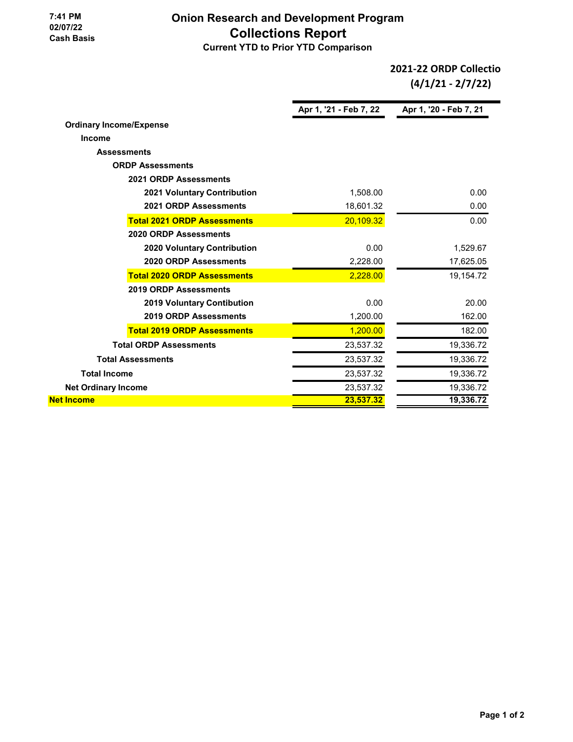7:41 PM
02/07/22
Cash Basis

# Onion Research and Development Program

## Collections Report

### Current YTD to Prior YTD Comparison

**2021-22 ORDP Collectio**
**(4/1/21 - 2/7/22)**

| | Apr 1, '21 - Feb 7, 22 | Apr 1, '20 - Feb 7, 21 |
|---|---|---|
| **Ordinary Income/Expense** | | |
| **Income** | | |
| **Assessments** | | |
| **ORDP Assessments** | | |
| **2021 ORDP Assessments** | | |
| **2021 Voluntary Contribution** | 1,508.00 | 0.00 |
| **2021 ORDP Assessments** | 18,601.32 | 0.00 |
| **Total 2021 ORDP Assessments** | 20,109.32 | 0.00 |
| **2020 ORDP Assessments** | | |
| **2020 Voluntary Contribution** | 0.00 | 1,529.67 |
| **2020 ORDP Assessments** | 2,228.00 | 17,625.05 |
| **Total 2020 ORDP Assessments** | 2,228.00 | 19,154.72 |
| **2019 ORDP Assessments** | | |
| **2019 Voluntary Contibution** | 0.00 | 20.00 |
| **2019 ORDP Assessments** | 1,200.00 | 162.00 |
| **Total 2019 ORDP Assessments** | 1,200.00 | 182.00 |
| **Total ORDP Assessments** | 23,537.32 | 19,336.72 |
| **Total Assessments** | 23,537.32 | 19,336.72 |
| **Total Income** | 23,537.32 | 19,336.72 |
| **Net Ordinary Income** | 23,537.32 | 19,336.72 |
| **Net Income** | **23,537.32** | **19,336.72** |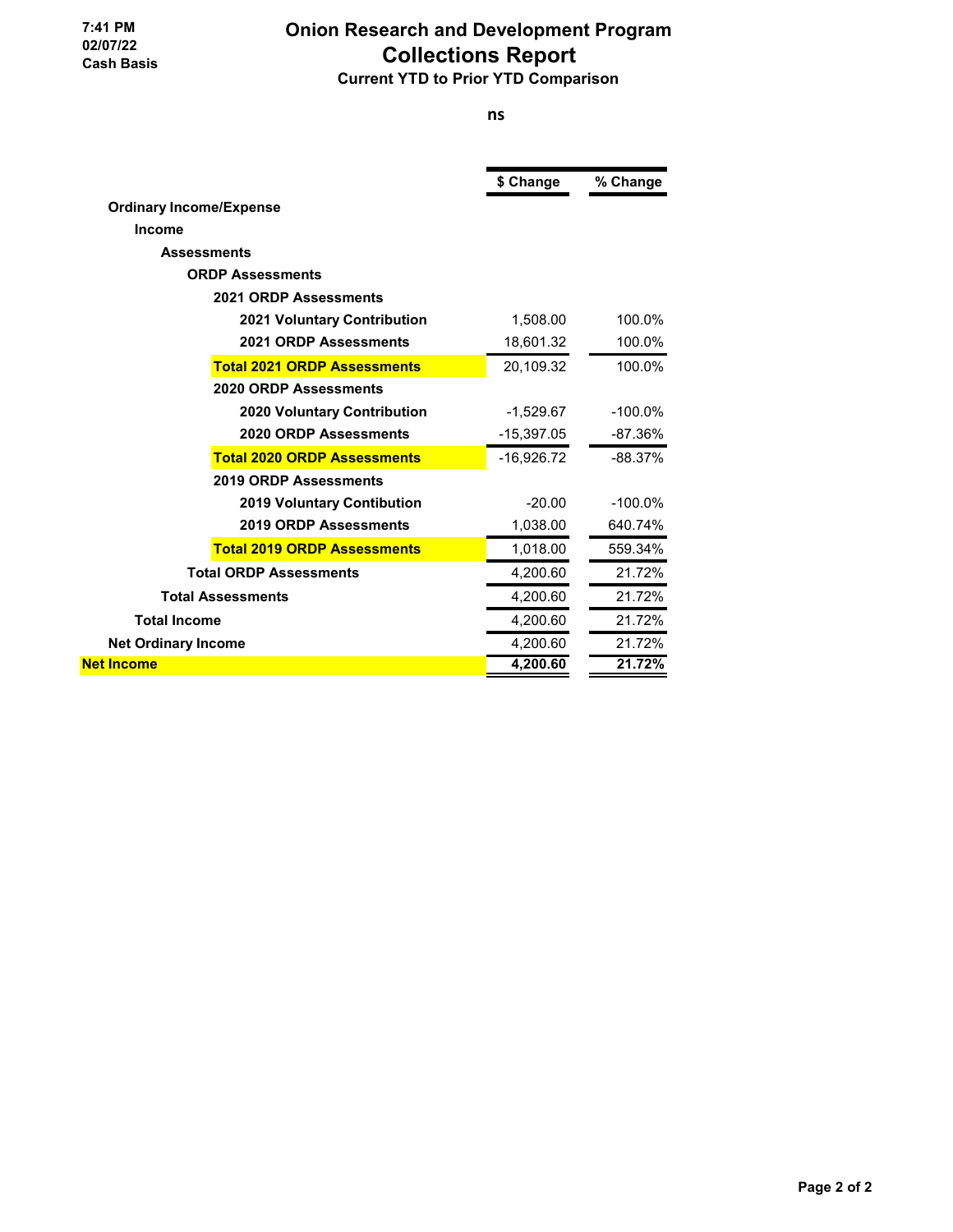7:41 PM
02/07/22
Cash Basis

# Onion Research and Development Program
## Collections Report
### Current YTD to Prior YTD Comparison

ns

| | $ Change | % Change |
|---|---|---|
| **Ordinary Income/Expense** | | |
| **Income** | | |
| **Assessments** | | |
| **ORDP Assessments** | | |
| **2021 ORDP Assessments** | | |
| **2021 Voluntary Contribution** | 1,508.00 | 100.0% |
| **2021 ORDP Assessments** | 18,601.32 | 100.0% |
| **Total 2021 ORDP Assessments** | 20,109.32 | 100.0% |
| **2020 ORDP Assessments** | | |
| **2020 Voluntary Contribution** | -1,529.67 | -100.0% |
| **2020 ORDP Assessments** | -15,397.05 | -87.36% |
| **Total 2020 ORDP Assessments** | -16,926.72 | -88.37% |
| **2019 ORDP Assessments** | | |
| **2019 Voluntary Contibution** | -20.00 | -100.0% |
| **2019 ORDP Assessments** | 1,038.00 | 640.74% |
| **Total 2019 ORDP Assessments** | 1,018.00 | 559.34% |
| **Total ORDP Assessments** | 4,200.60 | 21.72% |
| **Total Assessments** | 4,200.60 | 21.72% |
| **Total Income** | 4,200.60 | 21.72% |
| **Net Ordinary Income** | 4,200.60 | 21.72% |
| **Net Income** | **4,200.60** | **21.72%** |